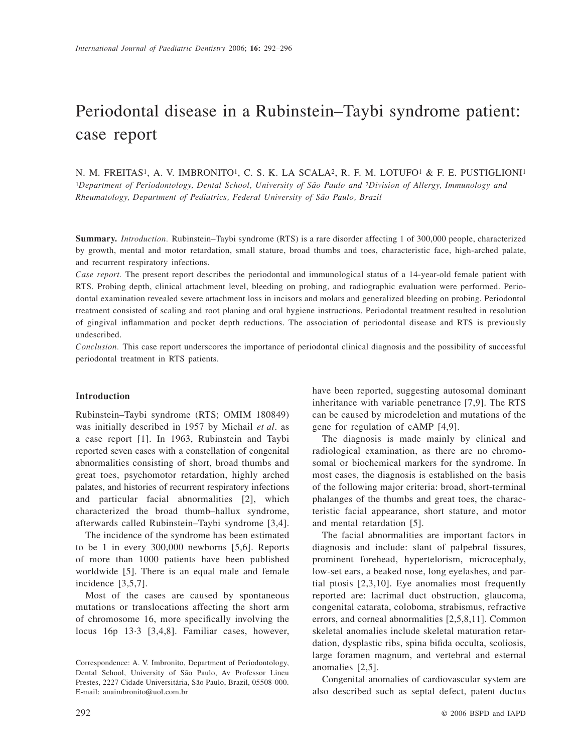# Periodontal disease in a Rubinstein–Taybi syndrome patient: case report

N. M. FREITAS[1], A. V. IMBRONITO[1], C. S. K. LA SCALA[2], R. F. M. LOTUFO[1] & F. E. PUSTIGLIONI[1]

[1]*Department of Periodontology, Dental School, University of São Paulo and* [2]*Division of Allergy, Immunology and Rheumatology, Department of Pediatrics, Federal University of São Paulo, Brazil*

**Summary.** *Introduction.* Rubinstein–Taybi syndrome (RTS) is a rare disorder affecting 1 of 300,000 people, characterized by growth, mental and motor retardation, small stature, broad thumbs and toes, characteristic face, high-arched palate, and recurrent respiratory infections.

*Case report.* The present report describes the periodontal and immunological status of a 14-year-old female patient with RTS. Probing depth, clinical attachment level, bleeding on probing, and radiographic evaluation were performed. Periodontal examination revealed severe attachment loss in incisors and molars and generalized bleeding on probing. Periodontal treatment consisted of scaling and root planing and oral hygiene instructions. Periodontal treatment resulted in resolution of gingival inflammation and pocket depth reductions. The association of periodontal disease and RTS is previously undescribed.

*Conclusion.* This case report underscores the importance of periodontal clinical diagnosis and the possibility of successful periodontal treatment in RTS patients.

## Introduction

Rubinstein–Taybi syndrome (RTS; OMIM 180849) was initially described in 1957 by Michail *et al*. as a case report [1]. In 1963, Rubinstein and Taybi reported seven cases with a constellation of congenital abnormalities consisting of short, broad thumbs and great toes, psychomotor retardation, highly arched palates, and histories of recurrent respiratory infections and particular facial abnormalities [2], which characterized the broad thumb–hallux syndrome, afterwards called Rubinstein–Taybi syndrome [3,4].

The incidence of the syndrome has been estimated to be 1 in every 300,000 newborns [5,6]. Reports of more than 1000 patients have been published worldwide [5]. There is an equal male and female incidence [3,5,7].

Most of the cases are caused by spontaneous mutations or translocations affecting the short arm of chromosome 16, more specifically involving the locus 16p 13·3 [3,4,8]. Familiar cases, however, have been reported, suggesting autosomal dominant inheritance with variable penetrance [7,9]. The RTS can be caused by microdeletion and mutations of the gene for regulation of cAMP [4,9].

The diagnosis is made mainly by clinical and radiological examination, as there are no chromosomal or biochemical markers for the syndrome. In most cases, the diagnosis is established on the basis of the following major criteria: broad, short-terminal phalanges of the thumbs and great toes, the characteristic facial appearance, short stature, and motor and mental retardation [5].

The facial abnormalities are important factors in diagnosis and include: slant of palpebral fissures, prominent forehead, hypertelorism, microcephaly, low-set ears, a beaked nose, long eyelashes, and partial ptosis [2,3,10]. Eye anomalies most frequently reported are: lacrimal duct obstruction, glaucoma, congenital catarata, coloboma, strabismus, refractive errors, and corneal abnormalities [2,5,8,11]. Common skeletal anomalies include skeletal maturation retardation, dysplastic ribs, spina bifida occulta, scoliosis, large foramen magnum, and vertebral and esternal anomalies [2,5].

Congenital anomalies of cardiovascular system are also described such as septal defect, patent ductus

Correspondence: A. V. Imbronito, Department of Periodontology, Dental School, University of São Paulo, Av Professor Lineu Prestes, 2227 Cidade Universitária, São Paulo, Brazil, 05508-000. E-mail: anaimbronito@uol.com.br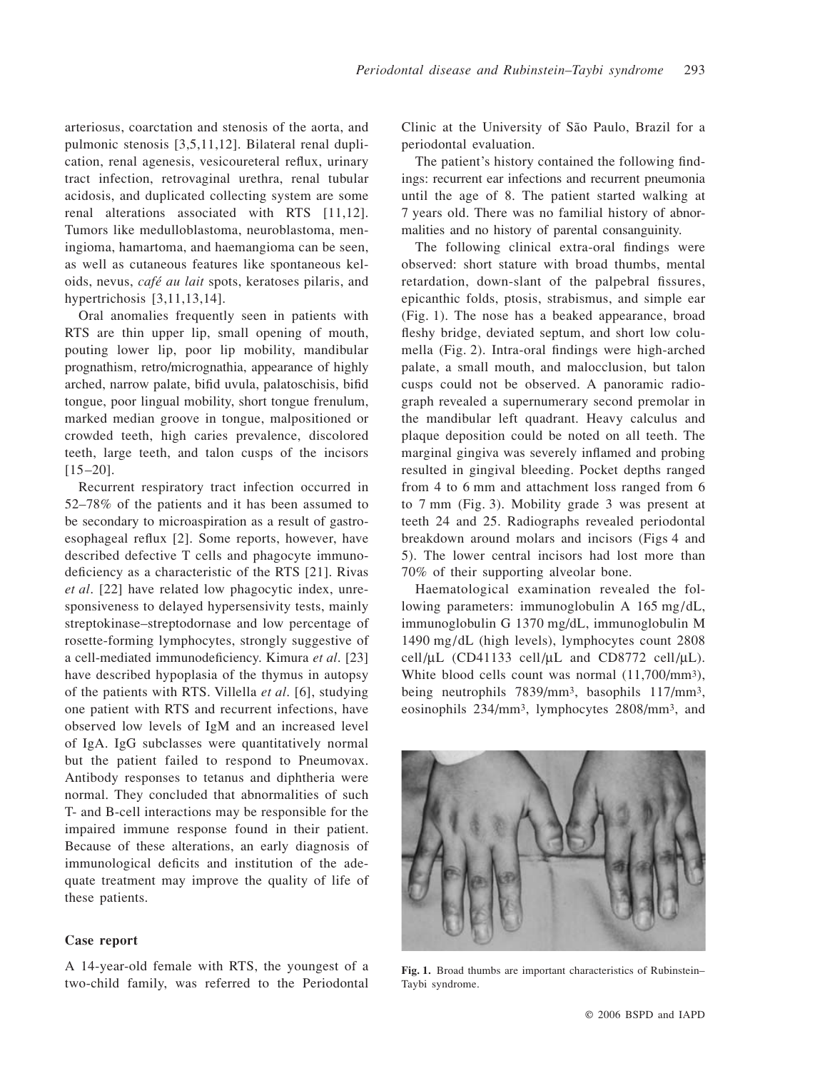arteriosus, coarctation and stenosis of the aorta, and pulmonic stenosis [3,5,11,12]. Bilateral renal duplication, renal agenesis, vesicoureteral reflux, urinary tract infection, retrovaginal urethra, renal tubular acidosis, and duplicated collecting system are some renal alterations associated with RTS [11,12]. Tumors like medulloblastoma, neuroblastoma, meningioma, hamartoma, and haemangioma can be seen, as well as cutaneous features like spontaneous keloids, nevus, *café au lait* spots, keratoses pilaris, and hypertrichosis [3,11,13,14].

Oral anomalies frequently seen in patients with RTS are thin upper lip, small opening of mouth, pouting lower lip, poor lip mobility, mandibular prognathism, retro/micrognathia, appearance of highly arched, narrow palate, bifid uvula, palatoschisis, bifid tongue, poor lingual mobility, short tongue frenulum, marked median groove in tongue, malpositioned or crowded teeth, high caries prevalence, discolored teeth, large teeth, and talon cusps of the incisors [15–20].

Recurrent respiratory tract infection occurred in 52–78% of the patients and it has been assumed to be secondary to microaspiration as a result of gastro-esophageal reflux [2]. Some reports, however, have described defective T cells and phagocyte immunodeficiency as a characteristic of the RTS [21]. Rivas *et al*. [22] have related low phagocytic index, unresponsiveness to delayed hypersensivity tests, mainly streptokinase–streptodornase and low percentage of rosette-forming lymphocytes, strongly suggestive of a cell-mediated immunodeficiency. Kimura *et al*. [23] have described hypoplasia of the thymus in autopsy of the patients with RTS. Villella *et al*. [6], studying one patient with RTS and recurrent infections, have observed low levels of IgM and an increased level of IgA. IgG subclasses were quantitatively normal but the patient failed to respond to Pneumovax. Antibody responses to tetanus and diphtheria were normal. They concluded that abnormalities of such T- and B-cell interactions may be responsible for the impaired immune response found in their patient. Because of these alterations, an early diagnosis of immunological deficits and institution of the adequate treatment may improve the quality of life of these patients.

## Case report

A 14-year-old female with RTS, the youngest of a two-child family, was referred to the Periodontal Clinic at the University of São Paulo, Brazil for a periodontal evaluation.

The patient's history contained the following findings: recurrent ear infections and recurrent pneumonia until the age of 8. The patient started walking at 7 years old. There was no familial history of abnormalities and no history of parental consanguinity.

The following clinical extra-oral findings were observed: short stature with broad thumbs, mental retardation, down-slant of the palpebral fissures, epicanthic folds, ptosis, strabismus, and simple ear (Fig. 1). The nose has a beaked appearance, broad fleshy bridge, deviated septum, and short low columella (Fig. 2). Intra-oral findings were high-arched palate, a small mouth, and malocclusion, but talon cusps could not be observed. A panoramic radiograph revealed a supernumerary second premolar in the mandibular left quadrant. Heavy calculus and plaque deposition could be noted on all teeth. The marginal gingiva was severely inflamed and probing resulted in gingival bleeding. Pocket depths ranged from 4 to 6 mm and attachment loss ranged from 6 to 7 mm (Fig. 3). Mobility grade 3 was present at teeth 24 and 25. Radiographs revealed periodontal breakdown around molars and incisors (Figs 4 and 5). The lower central incisors had lost more than 70% of their supporting alveolar bone.

Haematological examination revealed the following parameters: immunoglobulin A 165 mg/dL, immunoglobulin G 1370 mg/dL, immunoglobulin M 1490 mg/dL (high levels), lymphocytes count 2808 cell/μL (CD41133 cell/μL and CD8772 cell/μL). White blood cells count was normal (11,700/mm$^3$), being neutrophils 7839/mm$^3$, basophils 117/mm$^3$, eosinophils 234/mm$^3$, lymphocytes 2808/mm$^3$, and

**Fig. 1.** Broad thumbs are important characteristics of Rubinstein–Taybi syndrome.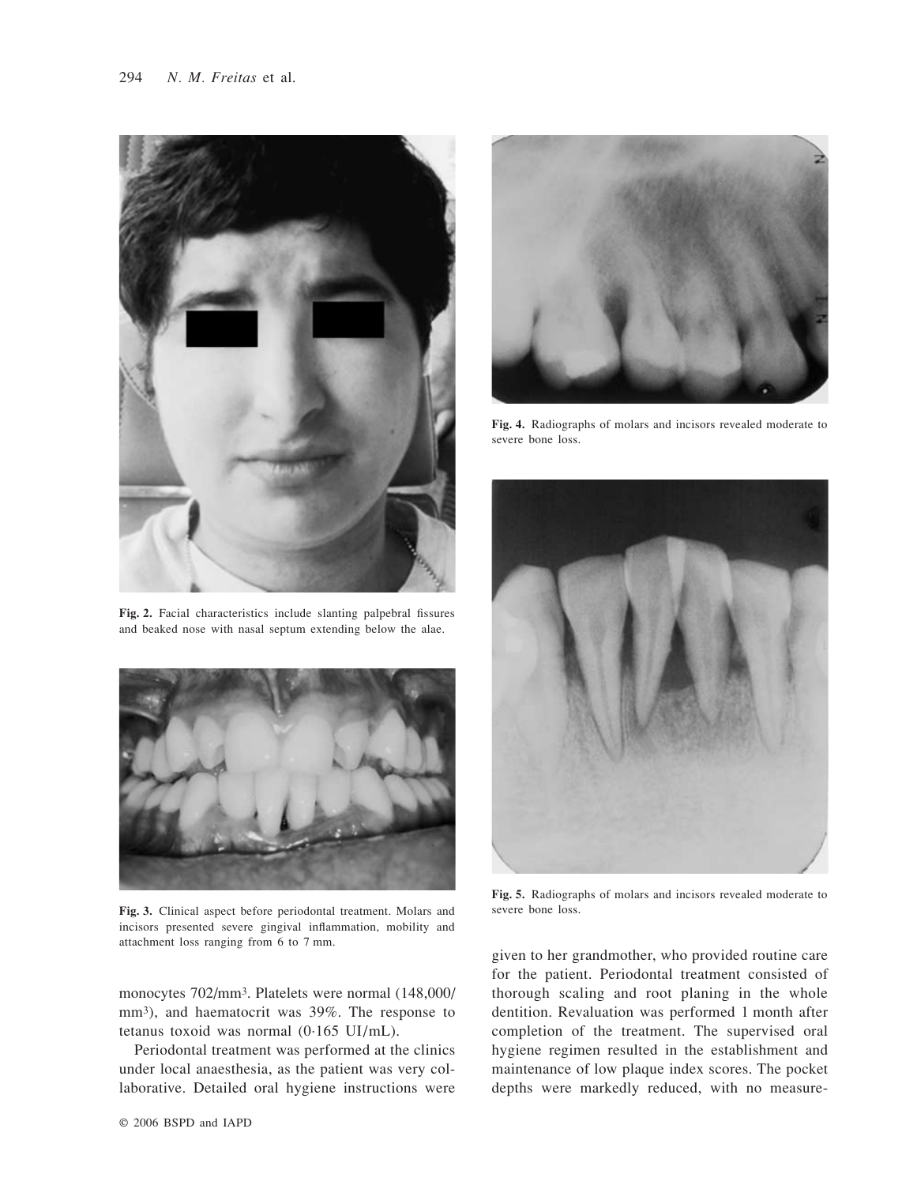Fig. 2. Facial characteristics include slanting palpebral fissures and beaked nose with nasal septum extending below the alae.

Fig. 3. Clinical aspect before periodontal treatment. Molars and incisors presented severe gingival inflammation, mobility and attachment loss ranging from 6 to 7 mm.

Fig. 4. Radiographs of molars and incisors revealed moderate to severe bone loss.

Fig. 5. Radiographs of molars and incisors revealed moderate to severe bone loss.

monocytes 702/mm³. Platelets were normal (148,000/mm³), and haematocrit was 39%. The response to tetanus toxoid was normal (0·165 UI/mL).

Periodontal treatment was performed at the clinics under local anaesthesia, as the patient was very collaborative. Detailed oral hygiene instructions were given to her grandmother, who provided routine care for the patient. Periodontal treatment consisted of thorough scaling and root planing in the whole dentition. Revaluation was performed 1 month after completion of the treatment. The supervised oral hygiene regimen resulted in the establishment and maintenance of low plaque index scores. The pocket depths were markedly reduced, with no measure-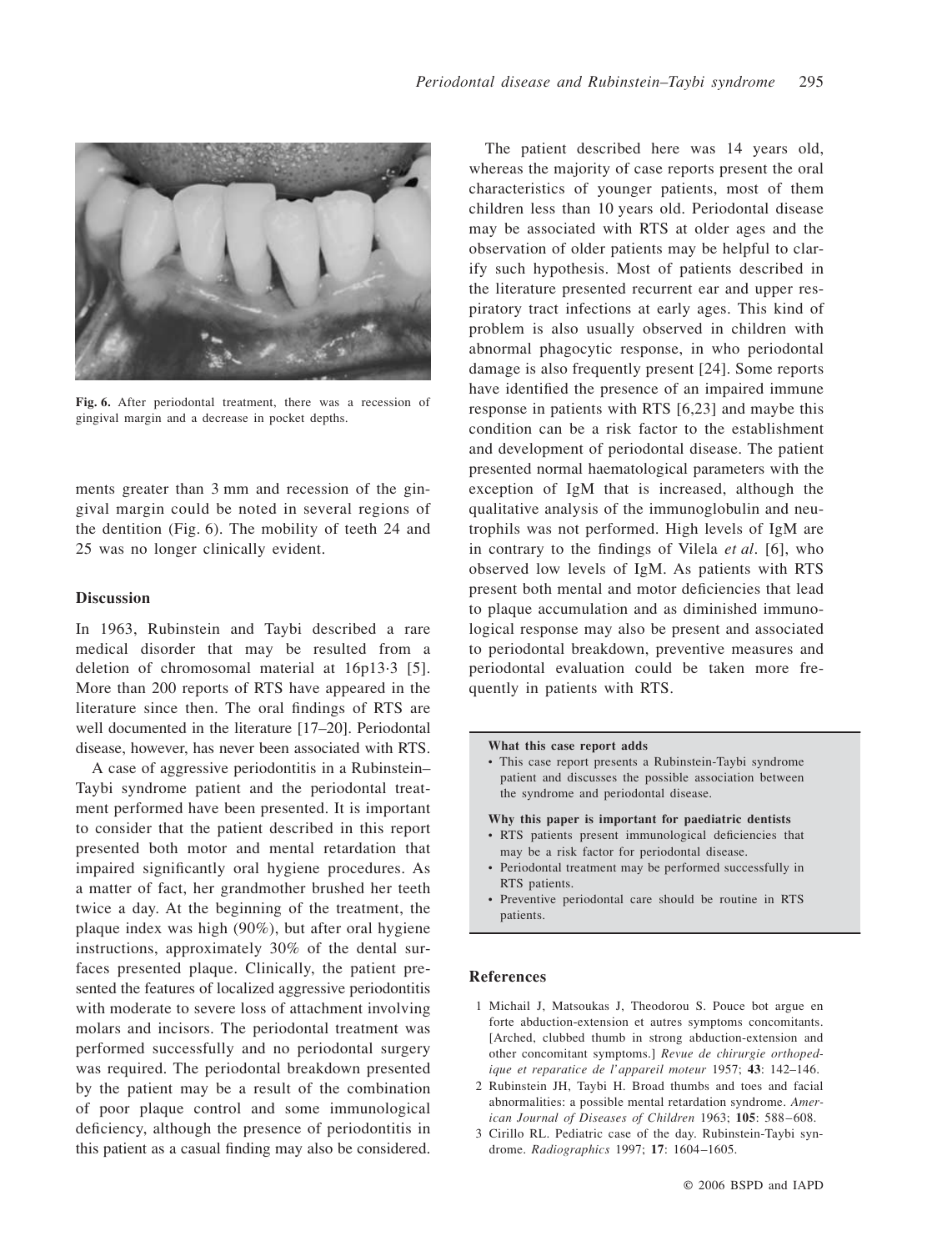**Fig. 6.** After periodontal treatment, there was a recession of gingival margin and a decrease in pocket depths.

ments greater than 3 mm and recession of the gingival margin could be noted in several regions of the dentition (Fig. 6). The mobility of teeth 24 and 25 was no longer clinically evident.

## Discussion

In 1963, Rubinstein and Taybi described a rare medical disorder that may be resulted from a deletion of chromosomal material at 16p13·3 [5]. More than 200 reports of RTS have appeared in the literature since then. The oral findings of RTS are well documented in the literature [17–20]. Periodontal disease, however, has never been associated with RTS.

A case of aggressive periodontitis in a Rubinstein–Taybi syndrome patient and the periodontal treatment performed have been presented. It is important to consider that the patient described in this report presented both motor and mental retardation that impaired significantly oral hygiene procedures. As a matter of fact, her grandmother brushed her teeth twice a day. At the beginning of the treatment, the plaque index was high (90%), but after oral hygiene instructions, approximately 30% of the dental surfaces presented plaque. Clinically, the patient presented the features of localized aggressive periodontitis with moderate to severe loss of attachment involving molars and incisors. The periodontal treatment was performed successfully and no periodontal surgery was required. The periodontal breakdown presented by the patient may be a result of the combination of poor plaque control and some immunological deficiency, although the presence of periodontitis in this patient as a casual finding may also be considered.

The patient described here was 14 years old, whereas the majority of case reports present the oral characteristics of younger patients, most of them children less than 10 years old. Periodontal disease may be associated with RTS at older ages and the observation of older patients may be helpful to clarify such hypothesis. Most of patients described in the literature presented recurrent ear and upper respiratory tract infections at early ages. This kind of problem is also usually observed in children with abnormal phagocytic response, in who periodontal damage is also frequently present [24]. Some reports have identified the presence of an impaired immune response in patients with RTS [6,23] and maybe this condition can be a risk factor to the establishment and development of periodontal disease. The patient presented normal haematological parameters with the exception of IgM that is increased, although the qualitative analysis of the immunoglobulin and neutrophils was not performed. High levels of IgM are in contrary to the findings of Vilela *et al*. [6], who observed low levels of IgM. As patients with RTS present both mental and motor deficiencies that lead to plaque accumulation and as diminished immunological response may also be present and associated to periodontal breakdown, preventive measures and periodontal evaluation could be taken more frequently in patients with RTS.

**What this case report adds**

- This case report presents a Rubinstein-Taybi syndrome patient and discusses the possible association between the syndrome and periodontal disease.

**Why this paper is important for paediatric dentists**

- RTS patients present immunological deficiencies that may be a risk factor for periodontal disease.
- Periodontal treatment may be performed successfully in RTS patients.
- Preventive periodontal care should be routine in RTS patients.

## References

1 Michail J, Matsoukas J, Theodorou S. Pouce bot argue en forte abduction-extension et autres symptoms concomitants. [Arched, clubbed thumb in strong abduction-extension and other concomitant symptoms.] *Revue de chirurgie orthopedique et reparatice de l'appareil moteur* 1957; **43**: 142–146.

2 Rubinstein JH, Taybi H. Broad thumbs and toes and facial abnormalities: a possible mental retardation syndrome. *American Journal of Diseases of Children* 1963; **105**: 588–608.

3 Cirillo RL. Pediatric case of the day. Rubinstein-Taybi syndrome. *Radiographics* 1997; **17**: 1604–1605.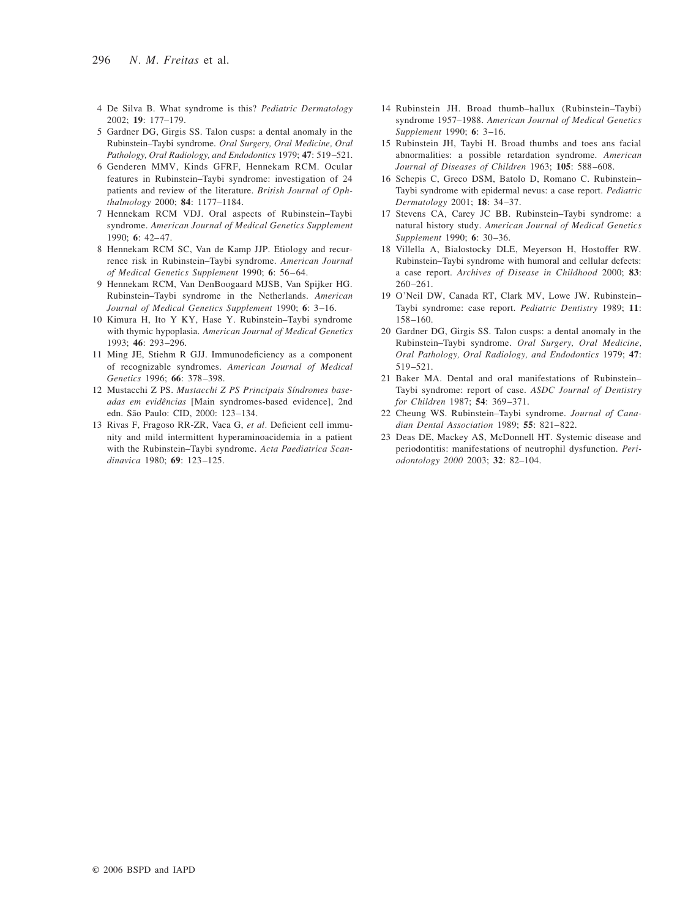4 De Silva B. What syndrome is this? *Pediatric Dermatology* 2002; **19**: 177–179.

5 Gardner DG, Girgis SS. Talon cusps: a dental anomaly in the Rubinstein–Taybi syndrome. *Oral Surgery, Oral Medicine, Oral Pathology, Oral Radiology, and Endodontics* 1979; **47**: 519–521.

6 Genderen MMV, Kinds GFRF, Hennekam RCM. Ocular features in Rubinstein–Taybi syndrome: investigation of 24 patients and review of the literature. *British Journal of Ophthalmology* 2000; **84**: 1177–1184.

7 Hennekam RCM VDJ. Oral aspects of Rubinstein–Taybi syndrome. *American Journal of Medical Genetics Supplement* 1990; **6**: 42–47.

8 Hennekam RCM SC, Van de Kamp JJP. Etiology and recurrence risk in Rubinstein–Taybi syndrome. *American Journal of Medical Genetics Supplement* 1990; **6**: 56–64.

9 Hennekam RCM, Van DenBoogaard MJSB, Van Spijker HG. Rubinstein–Taybi syndrome in the Netherlands. *American Journal of Medical Genetics Supplement* 1990; **6**: 3–16.

10 Kimura H, Ito Y KY, Hase Y. Rubinstein–Taybi syndrome with thymic hypoplasia. *American Journal of Medical Genetics* 1993; **46**: 293–296.

11 Ming JE, Stiehm R GJJ. Immunodeficiency as a component of recognizable syndromes. *American Journal of Medical Genetics* 1996; **66**: 378–398.

12 Mustacchi Z PS. *Mustacchi Z PS Principais Síndromes baseadas em evidências* [Main syndromes-based evidence], 2nd edn. São Paulo: CID, 2000: 123–134.

13 Rivas F, Fragoso RR-ZR, Vaca G, *et al*. Deficient cell immunity and mild intermittent hyperaminoacidemia in a patient with the Rubinstein–Taybi syndrome. *Acta Paediatrica Scandinavica* 1980; **69**: 123–125.

14 Rubinstein JH. Broad thumb–hallux (Rubinstein–Taybi) syndrome 1957–1988. *American Journal of Medical Genetics Supplement* 1990; **6**: 3–16.

15 Rubinstein JH, Taybi H. Broad thumbs and toes ans facial abnormalities: a possible retardation syndrome. *American Journal of Diseases of Children* 1963; **105**: 588–608.

16 Schepis C, Greco DSM, Batolo D, Romano C. Rubinstein–Taybi syndrome with epidermal nevus: a case report. *Pediatric Dermatology* 2001; **18**: 34–37.

17 Stevens CA, Carey JC BB. Rubinstein–Taybi syndrome: a natural history study. *American Journal of Medical Genetics Supplement* 1990; **6**: 30–36.

18 Villella A, Bialostocky DLE, Meyerson H, Hostoffer RW. Rubinstein–Taybi syndrome with humoral and cellular defects: a case report. *Archives of Disease in Childhood* 2000; **83**: 260–261.

19 O'Neil DW, Canada RT, Clark MV, Lowe JW. Rubinstein–Taybi syndrome: case report. *Pediatric Dentistry* 1989; **11**: 158–160.

20 Gardner DG, Girgis SS. Talon cusps: a dental anomaly in the Rubinstein–Taybi syndrome. *Oral Surgery, Oral Medicine, Oral Pathology, Oral Radiology, and Endodontics* 1979; **47**: 519–521.

21 Baker MA. Dental and oral manifestations of Rubinstein–Taybi syndrome: report of case. *ASDC Journal of Dentistry for Children* 1987; **54**: 369–371.

22 Cheung WS. Rubinstein–Taybi syndrome. *Journal of Canadian Dental Association* 1989; **55**: 821–822.

23 Deas DE, Mackey AS, McDonnell HT. Systemic disease and periodontitis: manifestations of neutrophil dysfunction. *Periodontology 2000* 2003; **32**: 82–104.

© 2006 BSPD and IAPD